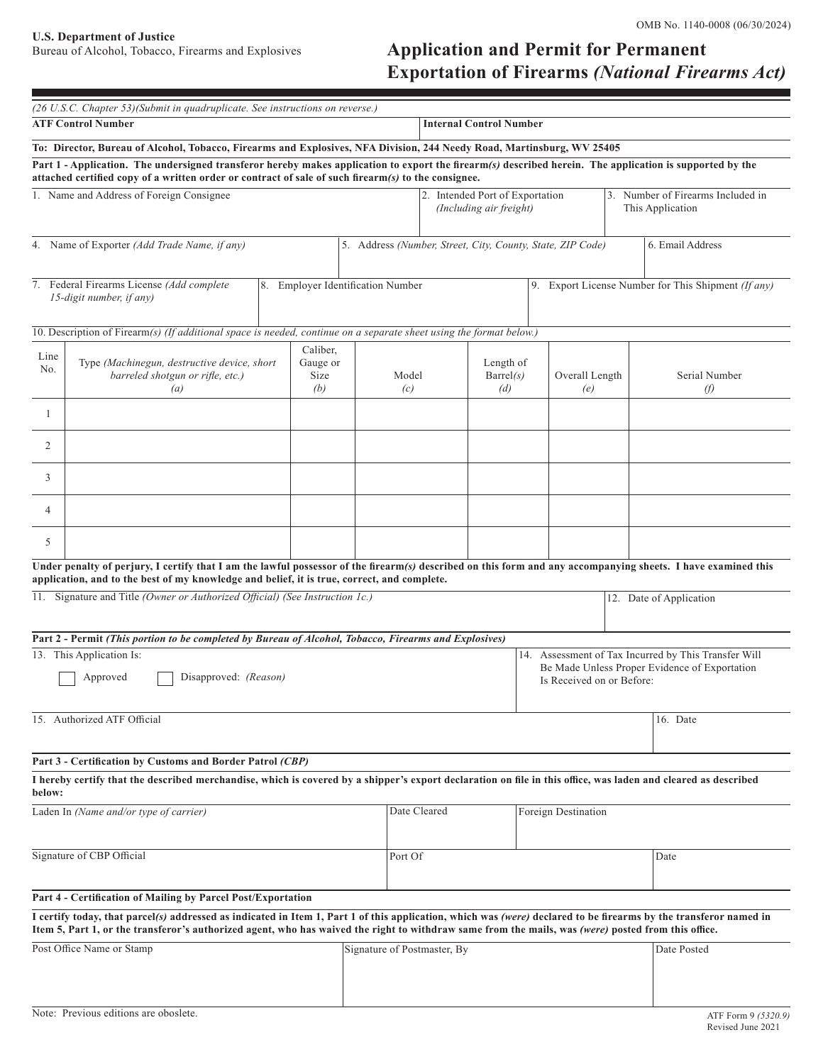OMB No. 1140-0008 (06/30/2024)

**U.S. Department of Justice**
Bureau of Alcohol, Tobacco, Firearms and Explosives

# Application and Permit for Permanent Exportation of Firearms *(National Firearms Act)*

*(26 U.S.C. Chapter 53)(Submit in quadruplicate. See instructions on reverse.)*

| **ATF Control Number** | **Internal Control Number** |
|---|---|
| | |

**To: Director, Bureau of Alcohol, Tobacco, Firearms and Explosives, NFA Division, 244 Needy Road, Martinsburg, WV 25405**

**Part 1 - Application. The undersigned transferor hereby makes application to export the firearm*(s)* described herein. The application is supported by the attached certified copy of a written order or contract of sale of such firearm*(s)* to the consignee.**

| 1. Name and Address of Foreign Consignee | 2. Intended Port of Exportation *(Including air freight)* | 3. Number of Firearms Included in This Application |
|---|---|---|
| | | |

| 4. Name of Exporter *(Add Trade Name, if any)* | 5. Address *(Number, Street, City, County, State, ZIP Code)* | 6. Email Address |
|---|---|---|
| | | |

| 7. Federal Firearms License *(Add complete 15-digit number, if any)* | 8. Employer Identification Number | 9. Export License Number for This Shipment *(If any)* |
|---|---|---|
| | | |

10. Description of Firearm*(s)* *(If additional space is needed, continue on a separate sheet using the format below.)*

| Line No. | Type *(Machinegun, destructive device, short barreled shotgun or rifle, etc.)* *(a)* | Caliber, Gauge or Size *(b)* | Model *(c)* | Length of Barrel*(s)* *(d)* | Overall Length *(e)* | Serial Number *(f)* |
|---|---|---|---|---|---|---|
| 1 | | | | | | |
| 2 | | | | | | |
| 3 | | | | | | |
| 4 | | | | | | |
| 5 | | | | | | |

**Under penalty of perjury, I certify that I am the lawful possessor of the firearm*(s)* described on this form and any accompanying sheets. I have examined this application, and to the best of my knowledge and belief, it is true, correct, and complete.**

| 11. Signature and Title *(Owner or Authorized Official) (See Instruction 1c.)* | 12. Date of Application |
|---|---|
| | |

**Part 2 - Permit *(This portion to be completed by Bureau of Alcohol, Tobacco, Firearms and Explosives)***

| 13. This Application Is: ☐ Approved ☐ Disapproved: *(Reason)* | 14. Assessment of Tax Incurred by This Transfer Will Be Made Unless Proper Evidence of Exportation Is Received on or Before: |
|---|---|
| | |

| 15. Authorized ATF Official | 16. Date |
|---|---|
| | |

**Part 3 - Certification by Customs and Border Patrol *(CBP)***

**I hereby certify that the described merchandise, which is covered by a shipper's export declaration on file in this office, was laden and cleared as described below:**

| Laden In *(Name and/or type of carrier)* | Date Cleared | Foreign Destination |
|---|---|---|
| | | |

| Signature of CBP Official | Port Of | Date |
|---|---|---|
| | | |

**Part 4 - Certification of Mailing by Parcel Post/Exportation**

**I certify today, that parcel*(s)* addressed as indicated in Item 1, Part 1 of this application, which was *(were)* declared to be firearms by the transferor named in Item 5, Part 1, or the transferor's authorized agent, who has waived the right to withdraw same from the mails, was *(were)* posted from this office.**

| Post Office Name or Stamp | Signature of Postmaster, By | Date Posted |
|---|---|---|
| | | |

Note: Previous editions are oboslete.

ATF Form 9 *(5320.9)*
Revised June 2021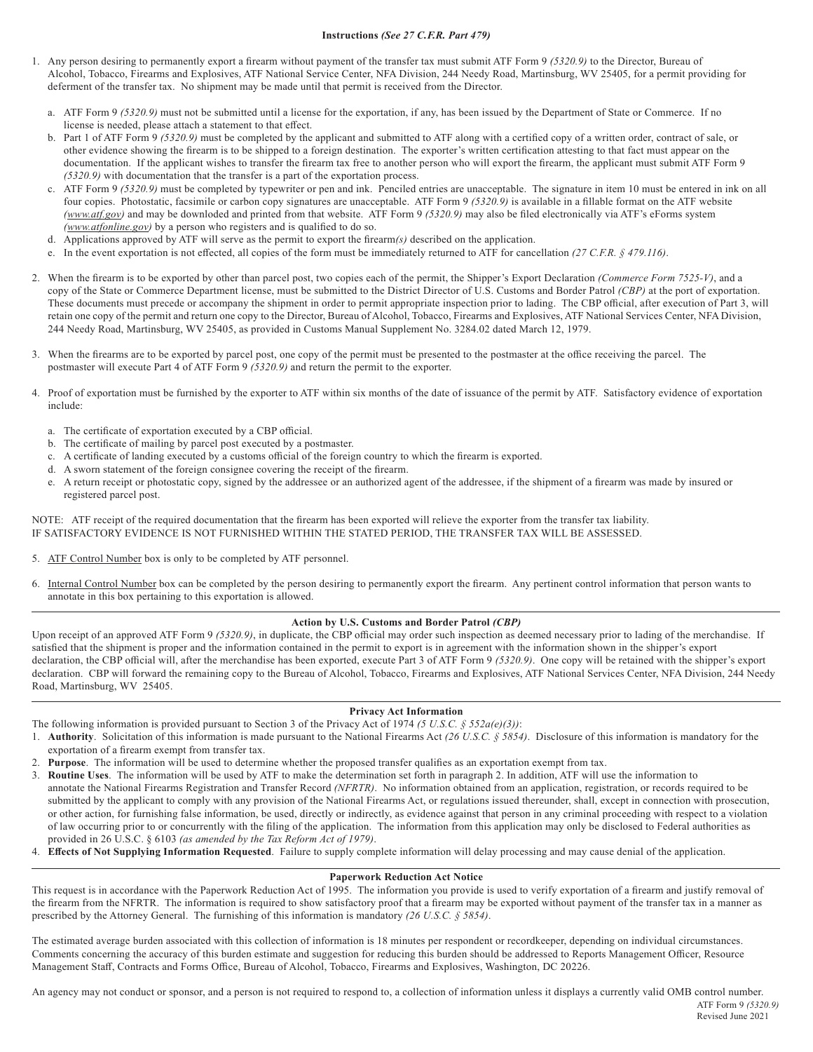### Instructions *(See 27 C.F.R. Part 479)*

1. Any person desiring to permanently export a firearm without payment of the transfer tax must submit ATF Form 9 *(5320.9)* to the Director, Bureau of Alcohol, Tobacco, Firearms and Explosives, ATF National Service Center, NFA Division, 244 Needy Road, Martinsburg, WV 25405, for a permit providing for deferment of the transfer tax. No shipment may be made until that permit is received from the Director.

   a. ATF Form 9 *(5320.9)* must not be submitted until a license for the exportation, if any, has been issued by the Department of State or Commerce. If no license is needed, please attach a statement to that effect.

   b. Part 1 of ATF Form 9 *(5320.9)* must be completed by the applicant and submitted to ATF along with a certified copy of a written order, contract of sale, or other evidence showing the firearm is to be shipped to a foreign destination. The exporter's written certification attesting to that fact must appear on the documentation. If the applicant wishes to transfer the firearm tax free to another person who will export the firearm, the applicant must submit ATF Form 9 *(5320.9)* with documentation that the transfer is a part of the exportation process.

   c. ATF Form 9 *(5320.9)* must be completed by typewriter or pen and ink. Penciled entries are unacceptable. The signature in item 10 must be entered in ink on all four copies. Photostatic, facsimile or carbon copy signatures are unacceptable. ATF Form 9 *(5320.9)* is available in a fillable format on the ATF website *(www.atf.gov)* and may be downloaded and printed from that website. ATF Form 9 *(5320.9)* may also be filed electronically via ATF's eForms system *(www.atfonline.gov)* by a person who registers and is qualified to do so.

   d. Applications approved by ATF will serve as the permit to export the firearm*(s)* described on the application.

   e. In the event exportation is not effected, all copies of the form must be immediately returned to ATF for cancellation *(27 C.F.R. § 479.116)*.

2. When the firearm is to be exported by other than parcel post, two copies each of the permit, the Shipper's Export Declaration *(Commerce Form 7525-V)*, and a copy of the State or Commerce Department license, must be submitted to the District Director of U.S. Customs and Border Patrol *(CBP)* at the port of exportation. These documents must precede or accompany the shipment in order to permit appropriate inspection prior to lading. The CBP official, after execution of Part 3, will retain one copy of the permit and return one copy to the Director, Bureau of Alcohol, Tobacco, Firearms and Explosives, ATF National Services Center, NFA Division, 244 Needy Road, Martinsburg, WV 25405, as provided in Customs Manual Supplement No. 3284.02 dated March 12, 1979.

3. When the firearms are to be exported by parcel post, one copy of the permit must be presented to the postmaster at the office receiving the parcel. The postmaster will execute Part 4 of ATF Form 9 *(5320.9)* and return the permit to the exporter.

4. Proof of exportation must be furnished by the exporter to ATF within six months of the date of issuance of the permit by ATF. Satisfactory evidence of exportation include:

   a. The certificate of exportation executed by a CBP official.

   b. The certificate of mailing by parcel post executed by a postmaster.

   c. A certificate of landing executed by a customs official of the foreign country to which the firearm is exported.

   d. A sworn statement of the foreign consignee covering the receipt of the firearm.

   e. A return receipt or photostatic copy, signed by the addressee or an authorized agent of the addressee, if the shipment of a firearm was made by insured or registered parcel post.

NOTE: ATF receipt of the required documentation that the firearm has been exported will relieve the exporter from the transfer tax liability.
IF SATISFACTORY EVIDENCE IS NOT FURNISHED WITHIN THE STATED PERIOD, THE TRANSFER TAX WILL BE ASSESSED.

5. ATF Control Number box is only to be completed by ATF personnel.

6. Internal Control Number box can be completed by the person desiring to permanently export the firearm. Any pertinent control information that person wants to annotate in this box pertaining to this exportation is allowed.

---

### Action by U.S. Customs and Border Patrol *(CBP)*

Upon receipt of an approved ATF Form 9 *(5320.9)*, in duplicate, the CBP official may order such inspection as deemed necessary prior to lading of the merchandise. If satisfied that the shipment is proper and the information contained in the permit to export is in agreement with the information shown in the shipper's export declaration, the CBP official will, after the merchandise has been exported, execute Part 3 of ATF Form 9 *(5320.9)*. One copy will be retained with the shipper's export declaration. CBP will forward the remaining copy to the Bureau of Alcohol, Tobacco, Firearms and Explosives, ATF National Services Center, NFA Division, 244 Needy Road, Martinsburg, WV 25405.

---

### Privacy Act Information

The following information is provided pursuant to Section 3 of the Privacy Act of 1974 *(5 U.S.C. § 552a(e)(3))*:

1. **Authority**. Solicitation of this information is made pursuant to the National Firearms Act *(26 U.S.C. § 5854)*. Disclosure of this information is mandatory for the exportation of a firearm exempt from transfer tax.
2. **Purpose**. The information will be used to determine whether the proposed transfer qualifies as an exportation exempt from tax.
3. **Routine Uses**. The information will be used by ATF to make the determination set forth in paragraph 2. In addition, ATF will use the information to annotate the National Firearms Registration and Transfer Record *(NFRTR)*. No information obtained from an application, registration, or records required to be submitted by the applicant to comply with any provision of the National Firearms Act, or regulations issued thereunder, shall, except in connection with prosecution, or other action, for furnishing false information, be used, directly or indirectly, as evidence against that person in any criminal proceeding with respect to a violation of law occurring prior to or concurrently with the filing of the application. The information from this application may only be disclosed to Federal authorities as provided in 26 U.S.C. § 6103 *(as amended by the Tax Reform Act of 1979)*.
4. **Effects of Not Supplying Information Requested**. Failure to supply complete information will delay processing and may cause denial of the application.

---

### Paperwork Reduction Act Notice

This request is in accordance with the Paperwork Reduction Act of 1995. The information you provide is used to verify exportation of a firearm and justify removal of the firearm from the NFRTR. The information is required to show satisfactory proof that a firearm may be exported without payment of the transfer tax in a manner as prescribed by the Attorney General. The furnishing of this information is mandatory *(26 U.S.C. § 5854)*.

The estimated average burden associated with this collection of information is 18 minutes per respondent or recordkeeper, depending on individual circumstances. Comments concerning the accuracy of this burden estimate and suggestion for reducing this burden should be addressed to Reports Management Officer, Resource Management Staff, Contracts and Forms Office, Bureau of Alcohol, Tobacco, Firearms and Explosives, Washington, DC 20226.

An agency may not conduct or sponsor, and a person is not required to respond to, a collection of information unless it displays a currently valid OMB control number.

ATF Form 9 *(5320.9)*
Revised June 2021